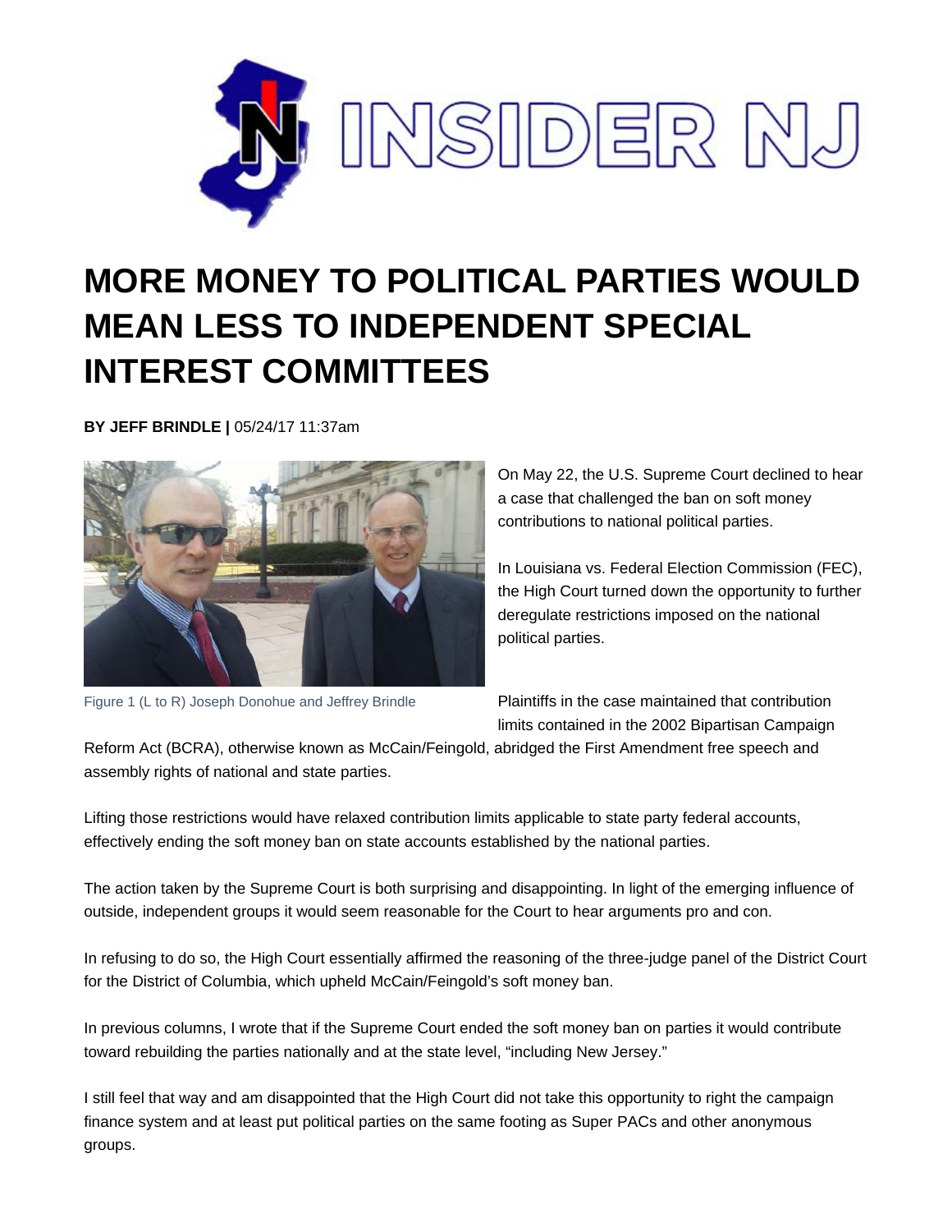# MORE MONEY TO POLITICAL PARTIES WOULD MEAN LESS TO INDEPENDENT SPECIAL INTEREST COMMITTEES

**BY JEFF BRINDLE |** 05/24/17 11:37am

Figure 1 (L to R) Joseph Donohue and Jeffrey Brindle

On May 22, the U.S. Supreme Court declined to hear a case that challenged the ban on soft money contributions to national political parties.

In Louisiana vs. Federal Election Commission (FEC), the High Court turned down the opportunity to further deregulate restrictions imposed on the national political parties.

Plaintiffs in the case maintained that contribution limits contained in the 2002 Bipartisan Campaign Reform Act (BCRA), otherwise known as McCain/Feingold, abridged the First Amendment free speech and assembly rights of national and state parties.

Lifting those restrictions would have relaxed contribution limits applicable to state party federal accounts, effectively ending the soft money ban on state accounts established by the national parties.

The action taken by the Supreme Court is both surprising and disappointing. In light of the emerging influence of outside, independent groups it would seem reasonable for the Court to hear arguments pro and con.

In refusing to do so, the High Court essentially affirmed the reasoning of the three-judge panel of the District Court for the District of Columbia, which upheld McCain/Feingold's soft money ban.

In previous columns, I wrote that if the Supreme Court ended the soft money ban on parties it would contribute toward rebuilding the parties nationally and at the state level, "including New Jersey."

I still feel that way and am disappointed that the High Court did not take this opportunity to right the campaign finance system and at least put political parties on the same footing as Super PACs and other anonymous groups.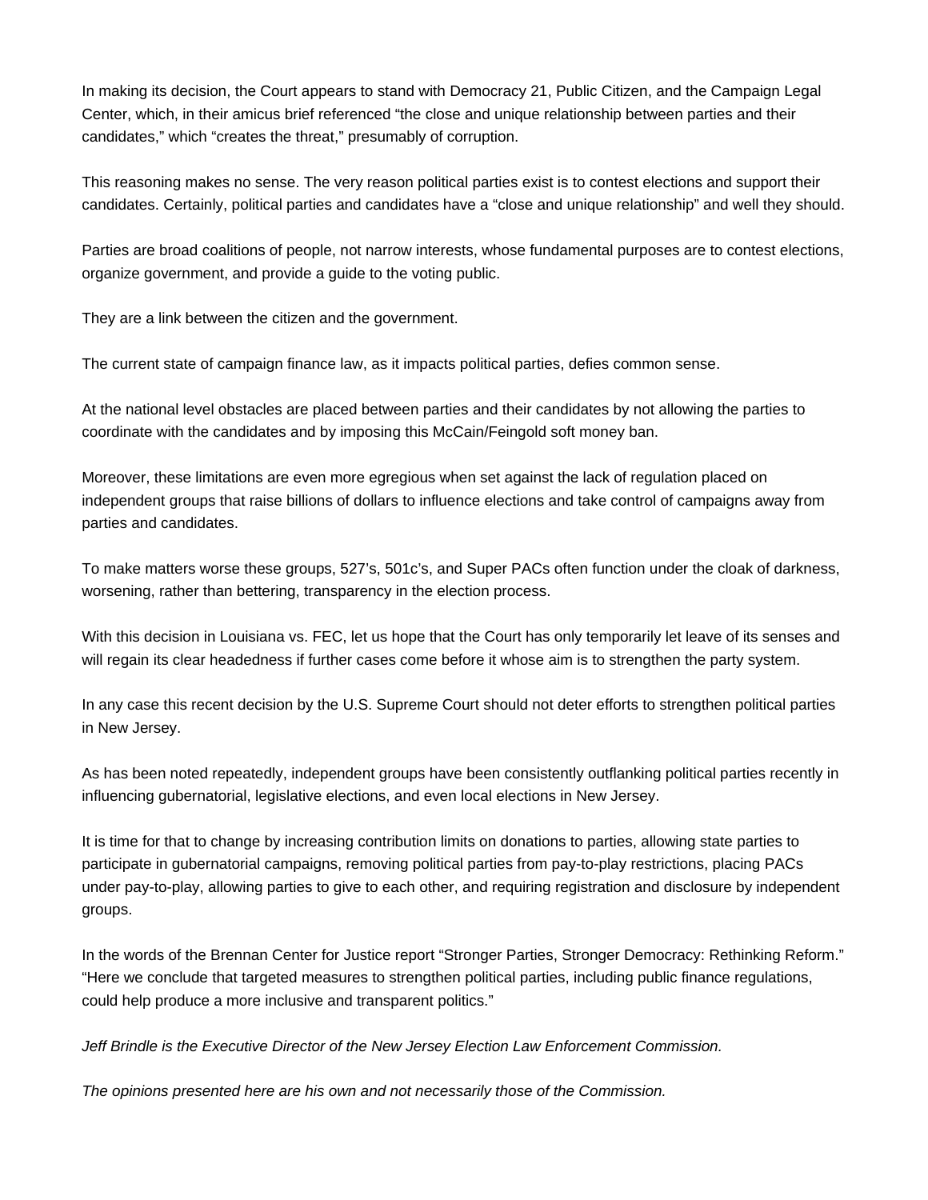In making its decision, the Court appears to stand with Democracy 21, Public Citizen, and the Campaign Legal Center, which, in their amicus brief referenced "the close and unique relationship between parties and their candidates," which "creates the threat," presumably of corruption.

This reasoning makes no sense. The very reason political parties exist is to contest elections and support their candidates. Certainly, political parties and candidates have a "close and unique relationship" and well they should.

Parties are broad coalitions of people, not narrow interests, whose fundamental purposes are to contest elections, organize government, and provide a guide to the voting public.

They are a link between the citizen and the government.

The current state of campaign finance law, as it impacts political parties, defies common sense.

At the national level obstacles are placed between parties and their candidates by not allowing the parties to coordinate with the candidates and by imposing this McCain/Feingold soft money ban.

Moreover, these limitations are even more egregious when set against the lack of regulation placed on independent groups that raise billions of dollars to influence elections and take control of campaigns away from parties and candidates.

To make matters worse these groups, 527's, 501c's, and Super PACs often function under the cloak of darkness, worsening, rather than bettering, transparency in the election process.

With this decision in Louisiana vs. FEC, let us hope that the Court has only temporarily let leave of its senses and will regain its clear headedness if further cases come before it whose aim is to strengthen the party system.

In any case this recent decision by the U.S. Supreme Court should not deter efforts to strengthen political parties in New Jersey.

As has been noted repeatedly, independent groups have been consistently outflanking political parties recently in influencing gubernatorial, legislative elections, and even local elections in New Jersey.

It is time for that to change by increasing contribution limits on donations to parties, allowing state parties to participate in gubernatorial campaigns, removing political parties from pay-to-play restrictions, placing PACs under pay-to-play, allowing parties to give to each other, and requiring registration and disclosure by independent groups.

In the words of the Brennan Center for Justice report "Stronger Parties, Stronger Democracy: Rethinking Reform." "Here we conclude that targeted measures to strengthen political parties, including public finance regulations, could help produce a more inclusive and transparent politics."

*Jeff Brindle is the Executive Director of the New Jersey Election Law Enforcement Commission.*

*The opinions presented here are his own and not necessarily those of the Commission.*